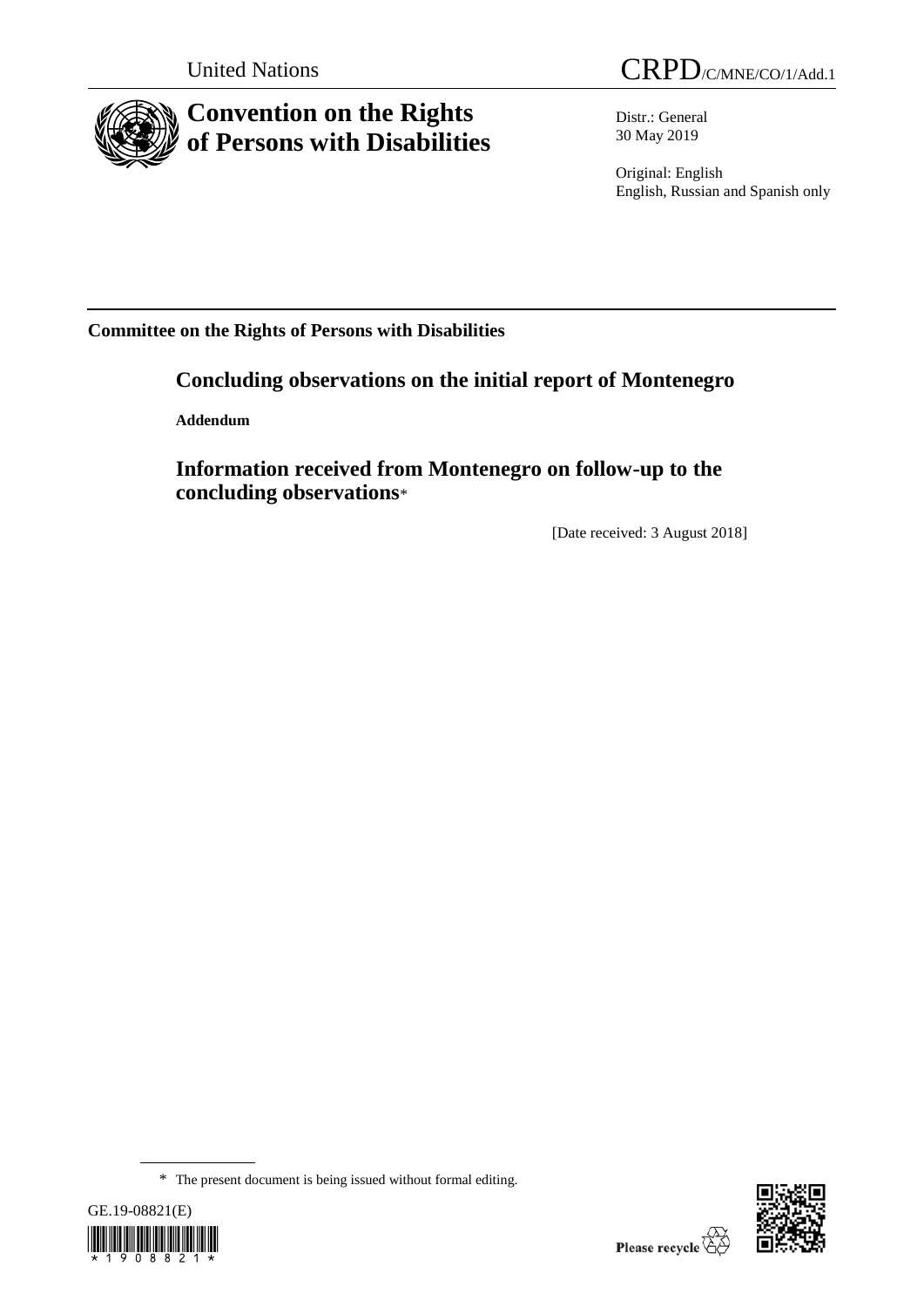United Nations

CRPD/C/MNE/CO/1/Add.1

# Convention on the Rights of Persons with Disabilities

Distr.: General
30 May 2019

Original: English
English, Russian and Spanish only

**Committee on the Rights of Persons with Disabilities**

## Concluding observations on the initial report of Montenegro

**Addendum**

## Information received from Montenegro on follow-up to the concluding observations*

[Date received: 3 August 2018]

\* The present document is being issued without formal editing.

GE.19-08821(E)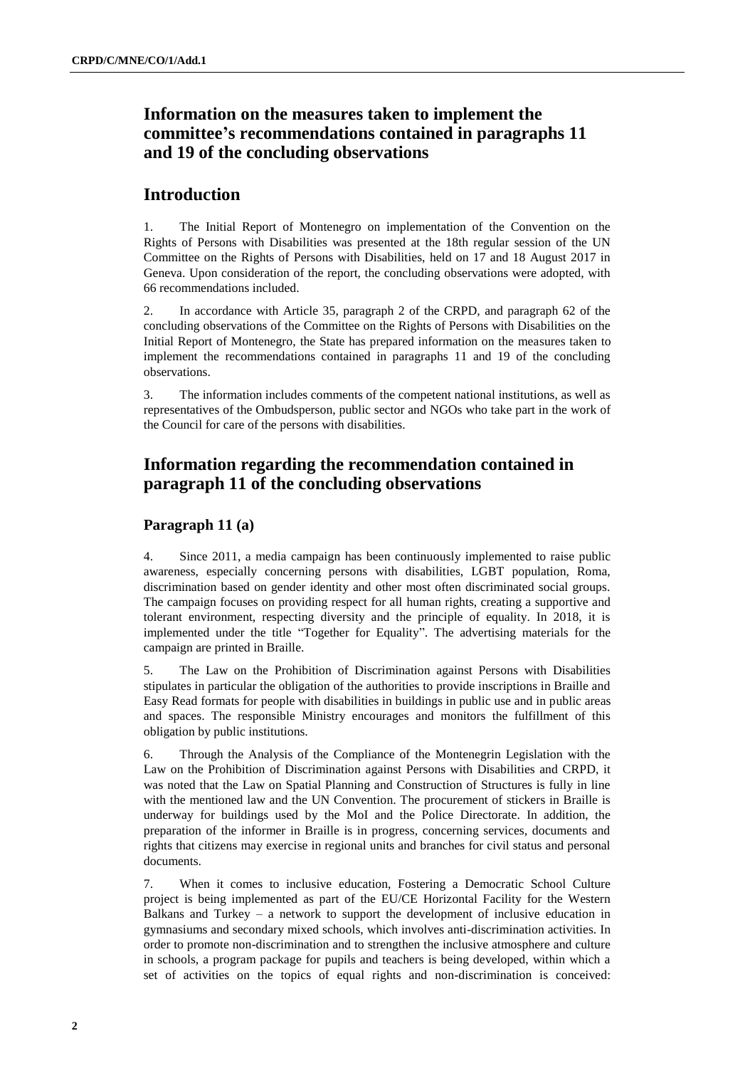## Information on the measures taken to implement the committee's recommendations contained in paragraphs 11 and 19 of the concluding observations

## Introduction

1. The Initial Report of Montenegro on implementation of the Convention on the Rights of Persons with Disabilities was presented at the 18th regular session of the UN Committee on the Rights of Persons with Disabilities, held on 17 and 18 August 2017 in Geneva. Upon consideration of the report, the concluding observations were adopted, with 66 recommendations included.

2. In accordance with Article 35, paragraph 2 of the CRPD, and paragraph 62 of the concluding observations of the Committee on the Rights of Persons with Disabilities on the Initial Report of Montenegro, the State has prepared information on the measures taken to implement the recommendations contained in paragraphs 11 and 19 of the concluding observations.

3. The information includes comments of the competent national institutions, as well as representatives of the Ombudsperson, public sector and NGOs who take part in the work of the Council for care of the persons with disabilities.

## Information regarding the recommendation contained in paragraph 11 of the concluding observations

### Paragraph 11 (a)

4. Since 2011, a media campaign has been continuously implemented to raise public awareness, especially concerning persons with disabilities, LGBT population, Roma, discrimination based on gender identity and other most often discriminated social groups. The campaign focuses on providing respect for all human rights, creating a supportive and tolerant environment, respecting diversity and the principle of equality. In 2018, it is implemented under the title "Together for Equality". The advertising materials for the campaign are printed in Braille.

5. The Law on the Prohibition of Discrimination against Persons with Disabilities stipulates in particular the obligation of the authorities to provide inscriptions in Braille and Easy Read formats for people with disabilities in buildings in public use and in public areas and spaces. The responsible Ministry encourages and monitors the fulfillment of this obligation by public institutions.

6. Through the Analysis of the Compliance of the Montenegrin Legislation with the Law on the Prohibition of Discrimination against Persons with Disabilities and CRPD, it was noted that the Law on Spatial Planning and Construction of Structures is fully in line with the mentioned law and the UN Convention. The procurement of stickers in Braille is underway for buildings used by the MoI and the Police Directorate. In addition, the preparation of the informer in Braille is in progress, concerning services, documents and rights that citizens may exercise in regional units and branches for civil status and personal documents.

7. When it comes to inclusive education, Fostering a Democratic School Culture project is being implemented as part of the EU/CE Horizontal Facility for the Western Balkans and Turkey – a network to support the development of inclusive education in gymnasiums and secondary mixed schools, which involves anti-discrimination activities. In order to promote non-discrimination and to strengthen the inclusive atmosphere and culture in schools, a program package for pupils and teachers is being developed, within which a set of activities on the topics of equal rights and non-discrimination is conceived: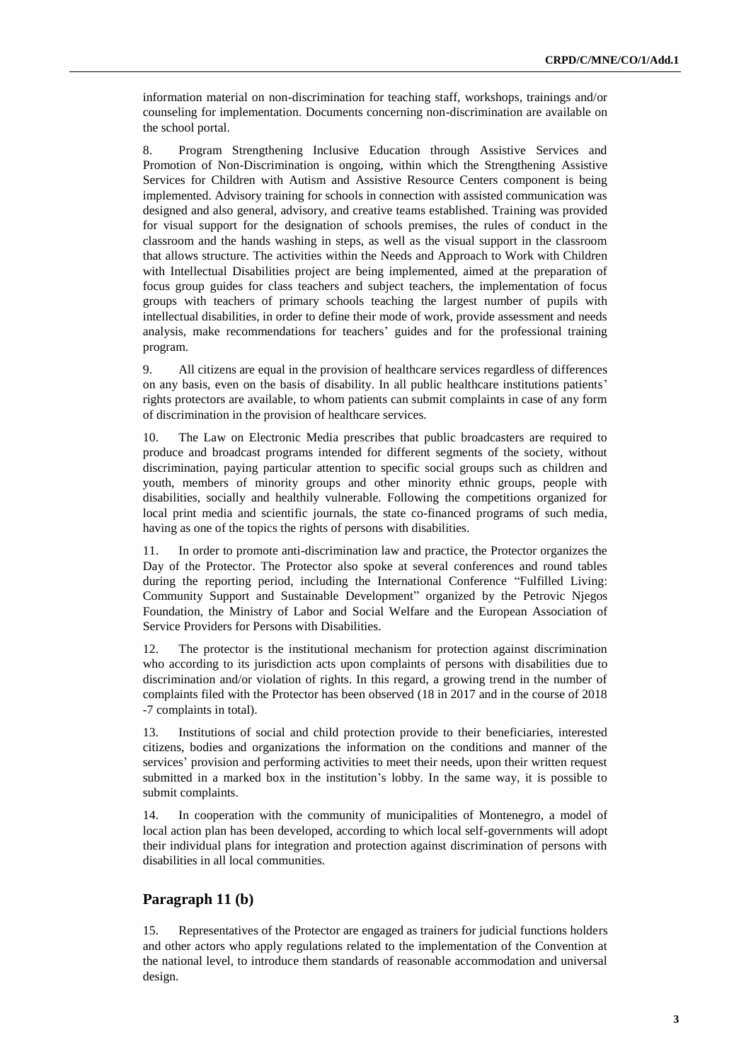information material on non-discrimination for teaching staff, workshops, trainings and/or counseling for implementation. Documents concerning non-discrimination are available on the school portal.

8. Program Strengthening Inclusive Education through Assistive Services and Promotion of Non-Discrimination is ongoing, within which the Strengthening Assistive Services for Children with Autism and Assistive Resource Centers component is being implemented. Advisory training for schools in connection with assisted communication was designed and also general, advisory, and creative teams established. Training was provided for visual support for the designation of schools premises, the rules of conduct in the classroom and the hands washing in steps, as well as the visual support in the classroom that allows structure. The activities within the Needs and Approach to Work with Children with Intellectual Disabilities project are being implemented, aimed at the preparation of focus group guides for class teachers and subject teachers, the implementation of focus groups with teachers of primary schools teaching the largest number of pupils with intellectual disabilities, in order to define their mode of work, provide assessment and needs analysis, make recommendations for teachers' guides and for the professional training program.

9. All citizens are equal in the provision of healthcare services regardless of differences on any basis, even on the basis of disability. In all public healthcare institutions patients' rights protectors are available, to whom patients can submit complaints in case of any form of discrimination in the provision of healthcare services.

10. The Law on Electronic Media prescribes that public broadcasters are required to produce and broadcast programs intended for different segments of the society, without discrimination, paying particular attention to specific social groups such as children and youth, members of minority groups and other minority ethnic groups, people with disabilities, socially and healthily vulnerable. Following the competitions organized for local print media and scientific journals, the state co-financed programs of such media, having as one of the topics the rights of persons with disabilities.

11. In order to promote anti-discrimination law and practice, the Protector organizes the Day of the Protector. The Protector also spoke at several conferences and round tables during the reporting period, including the International Conference "Fulfilled Living: Community Support and Sustainable Development" organized by the Petrovic Njegos Foundation, the Ministry of Labor and Social Welfare and the European Association of Service Providers for Persons with Disabilities.

12. The protector is the institutional mechanism for protection against discrimination who according to its jurisdiction acts upon complaints of persons with disabilities due to discrimination and/or violation of rights. In this regard, a growing trend in the number of complaints filed with the Protector has been observed (18 in 2017 and in the course of 2018 -7 complaints in total).

13. Institutions of social and child protection provide to their beneficiaries, interested citizens, bodies and organizations the information on the conditions and manner of the services' provision and performing activities to meet their needs, upon their written request submitted in a marked box in the institution's lobby. In the same way, it is possible to submit complaints.

14. In cooperation with the community of municipalities of Montenegro, a model of local action plan has been developed, according to which local self-governments will adopt their individual plans for integration and protection against discrimination of persons with disabilities in all local communities.

## Paragraph 11 (b)

15. Representatives of the Protector are engaged as trainers for judicial functions holders and other actors who apply regulations related to the implementation of the Convention at the national level, to introduce them standards of reasonable accommodation and universal design.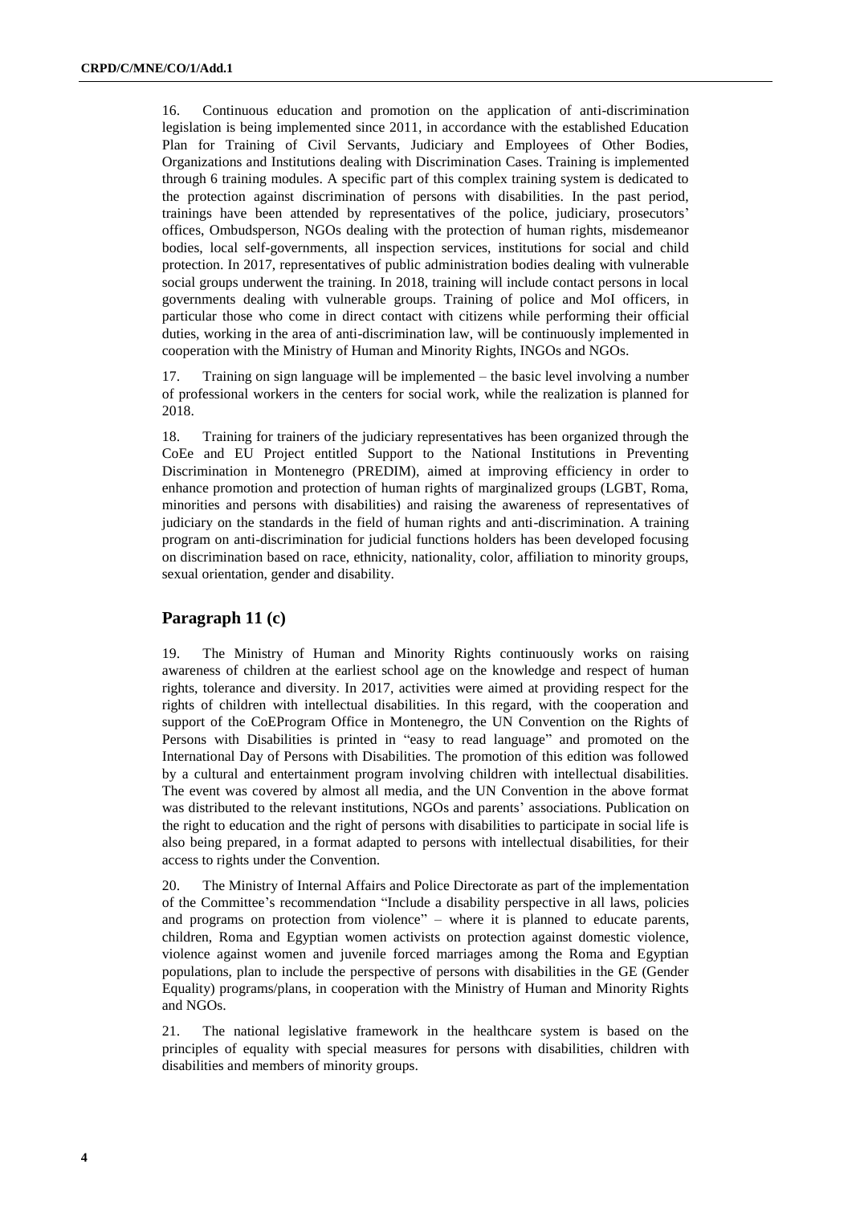16. Continuous education and promotion on the application of anti-discrimination legislation is being implemented since 2011, in accordance with the established Education Plan for Training of Civil Servants, Judiciary and Employees of Other Bodies, Organizations and Institutions dealing with Discrimination Cases. Training is implemented through 6 training modules. A specific part of this complex training system is dedicated to the protection against discrimination of persons with disabilities. In the past period, trainings have been attended by representatives of the police, judiciary, prosecutors' offices, Ombudsperson, NGOs dealing with the protection of human rights, misdemeanor bodies, local self-governments, all inspection services, institutions for social and child protection. In 2017, representatives of public administration bodies dealing with vulnerable social groups underwent the training. In 2018, training will include contact persons in local governments dealing with vulnerable groups. Training of police and MoI officers, in particular those who come in direct contact with citizens while performing their official duties, working in the area of anti-discrimination law, will be continuously implemented in cooperation with the Ministry of Human and Minority Rights, INGOs and NGOs.

17. Training on sign language will be implemented – the basic level involving a number of professional workers in the centers for social work, while the realization is planned for 2018.

18. Training for trainers of the judiciary representatives has been organized through the CoEe and EU Project entitled Support to the National Institutions in Preventing Discrimination in Montenegro (PREDIM), aimed at improving efficiency in order to enhance promotion and protection of human rights of marginalized groups (LGBT, Roma, minorities and persons with disabilities) and raising the awareness of representatives of judiciary on the standards in the field of human rights and anti-discrimination. A training program on anti-discrimination for judicial functions holders has been developed focusing on discrimination based on race, ethnicity, nationality, color, affiliation to minority groups, sexual orientation, gender and disability.

## Paragraph 11 (c)

19. The Ministry of Human and Minority Rights continuously works on raising awareness of children at the earliest school age on the knowledge and respect of human rights, tolerance and diversity. In 2017, activities were aimed at providing respect for the rights of children with intellectual disabilities. In this regard, with the cooperation and support of the CoEProgram Office in Montenegro, the UN Convention on the Rights of Persons with Disabilities is printed in "easy to read language" and promoted on the International Day of Persons with Disabilities. The promotion of this edition was followed by a cultural and entertainment program involving children with intellectual disabilities. The event was covered by almost all media, and the UN Convention in the above format was distributed to the relevant institutions, NGOs and parents' associations. Publication on the right to education and the right of persons with disabilities to participate in social life is also being prepared, in a format adapted to persons with intellectual disabilities, for their access to rights under the Convention.

20. The Ministry of Internal Affairs and Police Directorate as part of the implementation of the Committee's recommendation "Include a disability perspective in all laws, policies and programs on protection from violence" – where it is planned to educate parents, children, Roma and Egyptian women activists on protection against domestic violence, violence against women and juvenile forced marriages among the Roma and Egyptian populations, plan to include the perspective of persons with disabilities in the GE (Gender Equality) programs/plans, in cooperation with the Ministry of Human and Minority Rights and NGOs.

21. The national legislative framework in the healthcare system is based on the principles of equality with special measures for persons with disabilities, children with disabilities and members of minority groups.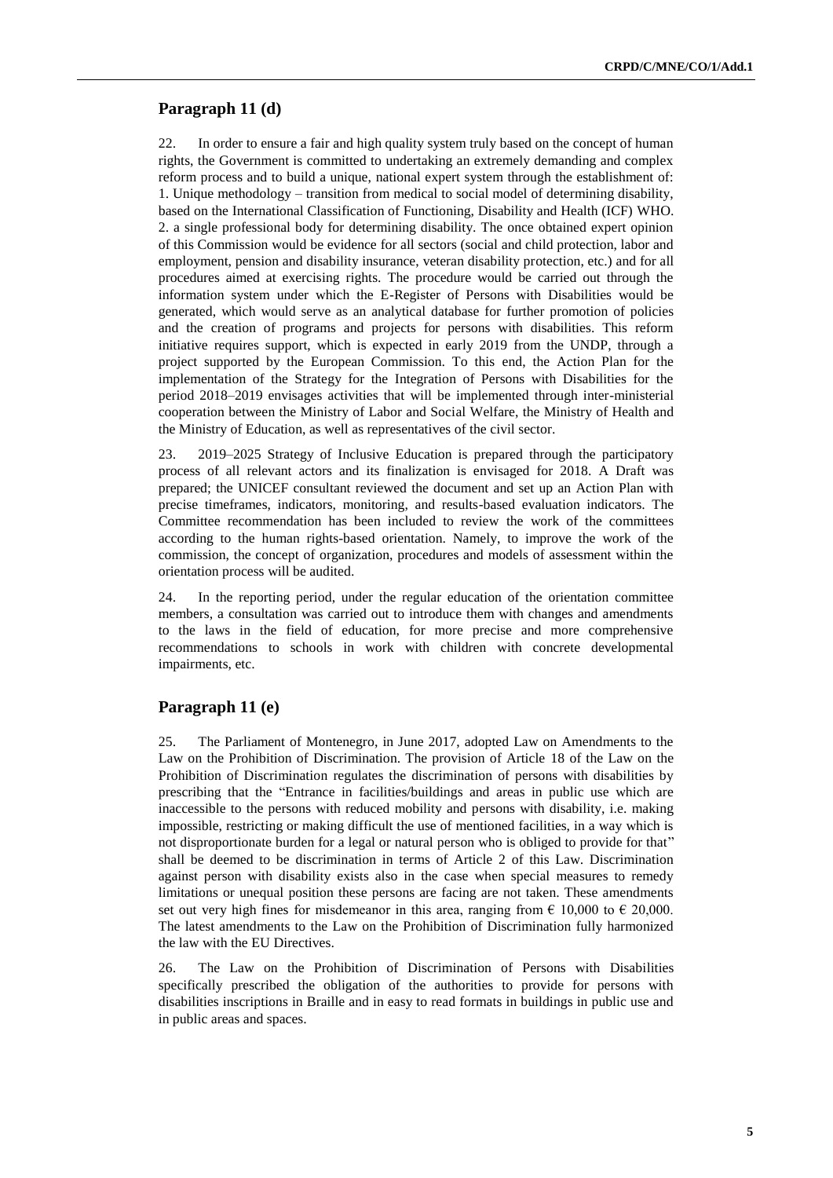## Paragraph 11 (d)

22. In order to ensure a fair and high quality system truly based on the concept of human rights, the Government is committed to undertaking an extremely demanding and complex reform process and to build a unique, national expert system through the establishment of: 1. Unique methodology – transition from medical to social model of determining disability, based on the International Classification of Functioning, Disability and Health (ICF) WHO. 2. a single professional body for determining disability. The once obtained expert opinion of this Commission would be evidence for all sectors (social and child protection, labor and employment, pension and disability insurance, veteran disability protection, etc.) and for all procedures aimed at exercising rights. The procedure would be carried out through the information system under which the E-Register of Persons with Disabilities would be generated, which would serve as an analytical database for further promotion of policies and the creation of programs and projects for persons with disabilities. This reform initiative requires support, which is expected in early 2019 from the UNDP, through a project supported by the European Commission. To this end, the Action Plan for the implementation of the Strategy for the Integration of Persons with Disabilities for the period 2018–2019 envisages activities that will be implemented through inter-ministerial cooperation between the Ministry of Labor and Social Welfare, the Ministry of Health and the Ministry of Education, as well as representatives of the civil sector.

23. 2019–2025 Strategy of Inclusive Education is prepared through the participatory process of all relevant actors and its finalization is envisaged for 2018. A Draft was prepared; the UNICEF consultant reviewed the document and set up an Action Plan with precise timeframes, indicators, monitoring, and results-based evaluation indicators. The Committee recommendation has been included to review the work of the committees according to the human rights-based orientation. Namely, to improve the work of the commission, the concept of organization, procedures and models of assessment within the orientation process will be audited.

24. In the reporting period, under the regular education of the orientation committee members, a consultation was carried out to introduce them with changes and amendments to the laws in the field of education, for more precise and more comprehensive recommendations to schools in work with children with concrete developmental impairments, etc.

## Paragraph 11 (e)

25. The Parliament of Montenegro, in June 2017, adopted Law on Amendments to the Law on the Prohibition of Discrimination. The provision of Article 18 of the Law on the Prohibition of Discrimination regulates the discrimination of persons with disabilities by prescribing that the "Entrance in facilities/buildings and areas in public use which are inaccessible to the persons with reduced mobility and persons with disability, i.e. making impossible, restricting or making difficult the use of mentioned facilities, in a way which is not disproportionate burden for a legal or natural person who is obliged to provide for that" shall be deemed to be discrimination in terms of Article 2 of this Law. Discrimination against person with disability exists also in the case when special measures to remedy limitations or unequal position these persons are facing are not taken. These amendments set out very high fines for misdemeanor in this area, ranging from € 10,000 to € 20,000. The latest amendments to the Law on the Prohibition of Discrimination fully harmonized the law with the EU Directives.

26. The Law on the Prohibition of Discrimination of Persons with Disabilities specifically prescribed the obligation of the authorities to provide for persons with disabilities inscriptions in Braille and in easy to read formats in buildings in public use and in public areas and spaces.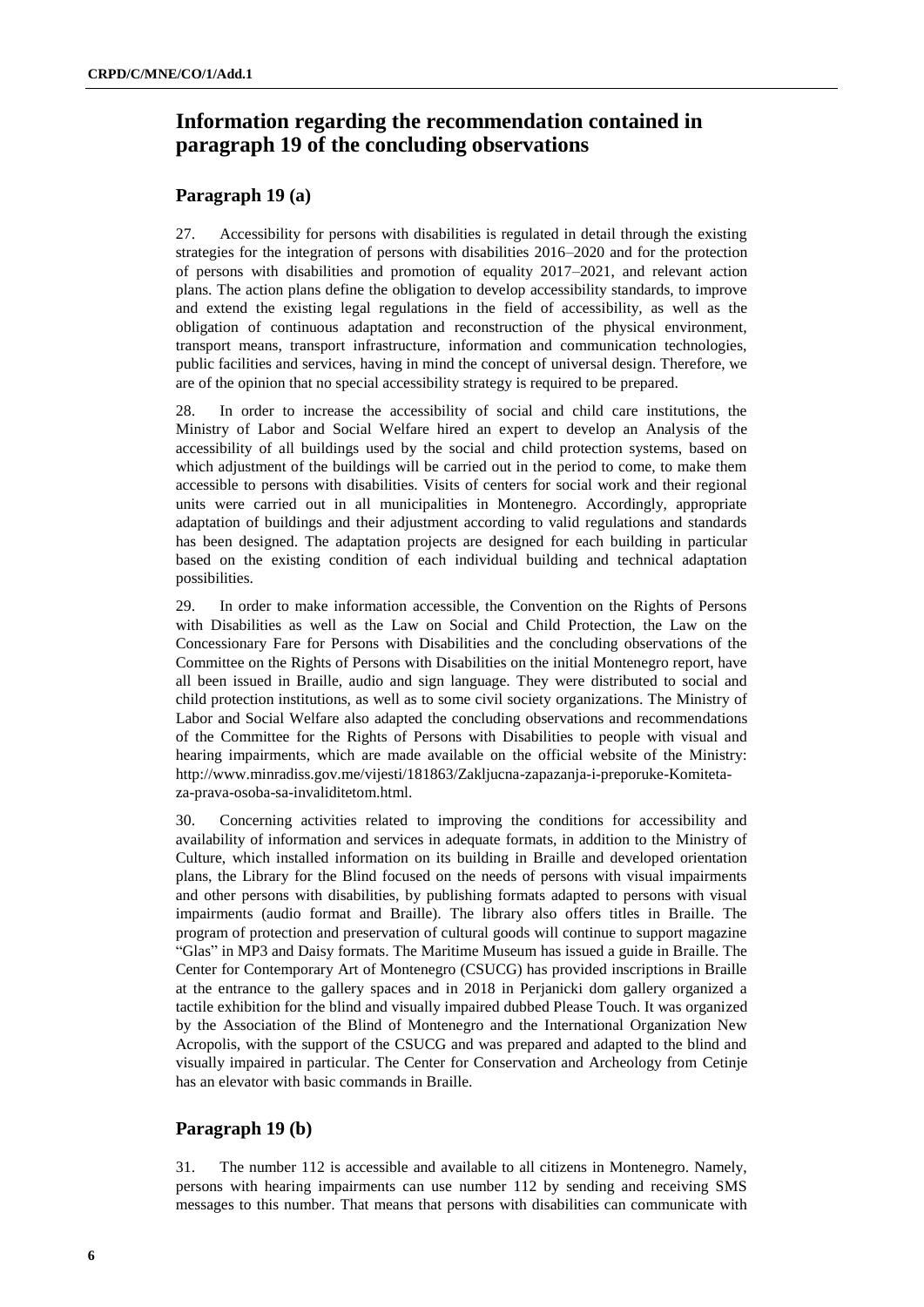# Information regarding the recommendation contained in paragraph 19 of the concluding observations

## Paragraph 19 (a)

27. Accessibility for persons with disabilities is regulated in detail through the existing strategies for the integration of persons with disabilities 2016–2020 and for the protection of persons with disabilities and promotion of equality 2017–2021, and relevant action plans. The action plans define the obligation to develop accessibility standards, to improve and extend the existing legal regulations in the field of accessibility, as well as the obligation of continuous adaptation and reconstruction of the physical environment, transport means, transport infrastructure, information and communication technologies, public facilities and services, having in mind the concept of universal design. Therefore, we are of the opinion that no special accessibility strategy is required to be prepared.

28. In order to increase the accessibility of social and child care institutions, the Ministry of Labor and Social Welfare hired an expert to develop an Analysis of the accessibility of all buildings used by the social and child protection systems, based on which adjustment of the buildings will be carried out in the period to come, to make them accessible to persons with disabilities. Visits of centers for social work and their regional units were carried out in all municipalities in Montenegro. Accordingly, appropriate adaptation of buildings and their adjustment according to valid regulations and standards has been designed. The adaptation projects are designed for each building in particular based on the existing condition of each individual building and technical adaptation possibilities.

29. In order to make information accessible, the Convention on the Rights of Persons with Disabilities as well as the Law on Social and Child Protection, the Law on the Concessionary Fare for Persons with Disabilities and the concluding observations of the Committee on the Rights of Persons with Disabilities on the initial Montenegro report, have all been issued in Braille, audio and sign language. They were distributed to social and child protection institutions, as well as to some civil society organizations. The Ministry of Labor and Social Welfare also adapted the concluding observations and recommendations of the Committee for the Rights of Persons with Disabilities to people with visual and hearing impairments, which are made available on the official website of the Ministry: http://www.minradiss.gov.me/vijesti/181863/Zakljucna-zapazanja-i-preporuke-Komiteta-za-prava-osoba-sa-invaliditetom.html.

30. Concerning activities related to improving the conditions for accessibility and availability of information and services in adequate formats, in addition to the Ministry of Culture, which installed information on its building in Braille and developed orientation plans, the Library for the Blind focused on the needs of persons with visual impairments and other persons with disabilities, by publishing formats adapted to persons with visual impairments (audio format and Braille). The library also offers titles in Braille. The program of protection and preservation of cultural goods will continue to support magazine "Glas" in MP3 and Daisy formats. The Maritime Museum has issued a guide in Braille. The Center for Contemporary Art of Montenegro (CSUCG) has provided inscriptions in Braille at the entrance to the gallery spaces and in 2018 in Perjanicki dom gallery organized a tactile exhibition for the blind and visually impaired dubbed Please Touch. It was organized by the Association of the Blind of Montenegro and the International Organization New Acropolis, with the support of the CSUCG and was prepared and adapted to the blind and visually impaired in particular. The Center for Conservation and Archeology from Cetinje has an elevator with basic commands in Braille.

## Paragraph 19 (b)

31. The number 112 is accessible and available to all citizens in Montenegro. Namely, persons with hearing impairments can use number 112 by sending and receiving SMS messages to this number. That means that persons with disabilities can communicate with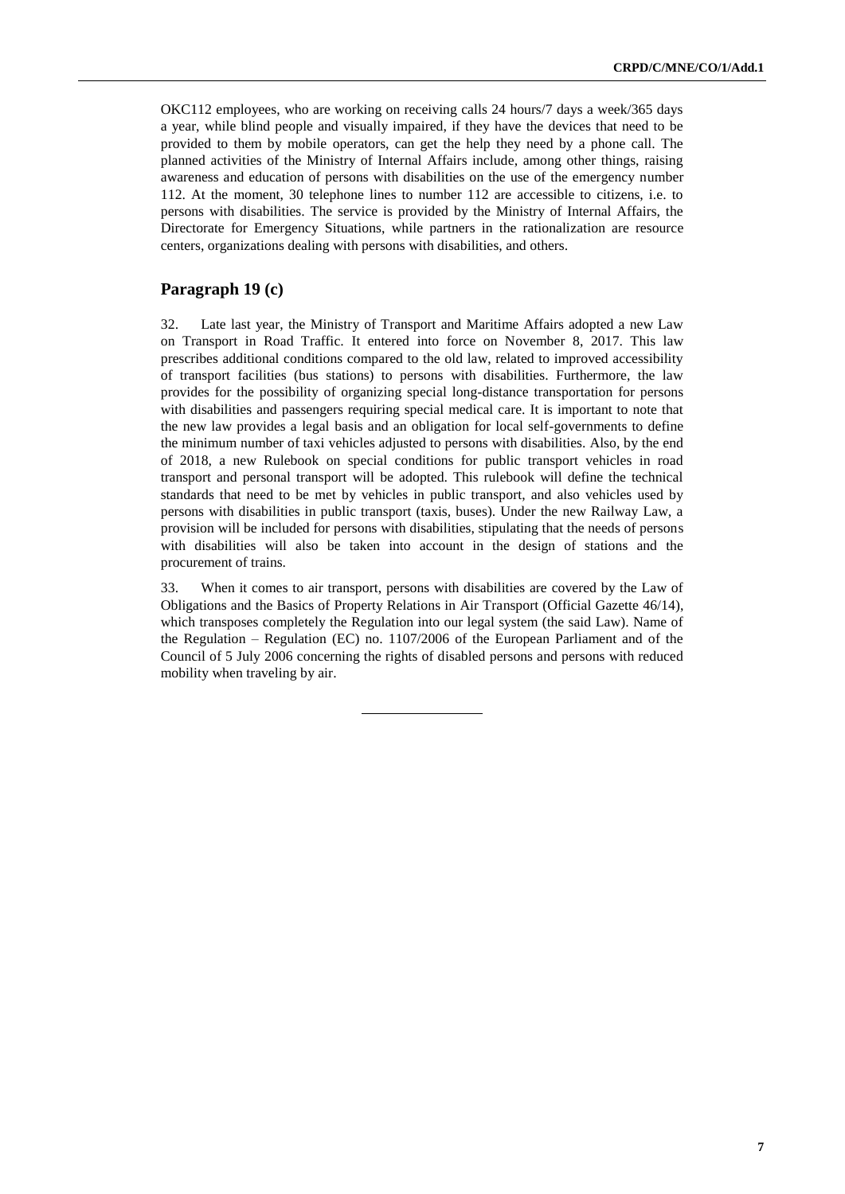OKC112 employees, who are working on receiving calls 24 hours/7 days a week/365 days a year, while blind people and visually impaired, if they have the devices that need to be provided to them by mobile operators, can get the help they need by a phone call. The planned activities of the Ministry of Internal Affairs include, among other things, raising awareness and education of persons with disabilities on the use of the emergency number 112. At the moment, 30 telephone lines to number 112 are accessible to citizens, i.e. to persons with disabilities. The service is provided by the Ministry of Internal Affairs, the Directorate for Emergency Situations, while partners in the rationalization are resource centers, organizations dealing with persons with disabilities, and others.

## Paragraph 19 (c)

32. Late last year, the Ministry of Transport and Maritime Affairs adopted a new Law on Transport in Road Traffic. It entered into force on November 8, 2017. This law prescribes additional conditions compared to the old law, related to improved accessibility of transport facilities (bus stations) to persons with disabilities. Furthermore, the law provides for the possibility of organizing special long-distance transportation for persons with disabilities and passengers requiring special medical care. It is important to note that the new law provides a legal basis and an obligation for local self-governments to define the minimum number of taxi vehicles adjusted to persons with disabilities. Also, by the end of 2018, a new Rulebook on special conditions for public transport vehicles in road transport and personal transport will be adopted. This rulebook will define the technical standards that need to be met by vehicles in public transport, and also vehicles used by persons with disabilities in public transport (taxis, buses). Under the new Railway Law, a provision will be included for persons with disabilities, stipulating that the needs of persons with disabilities will also be taken into account in the design of stations and the procurement of trains.

33. When it comes to air transport, persons with disabilities are covered by the Law of Obligations and the Basics of Property Relations in Air Transport (Official Gazette 46/14), which transposes completely the Regulation into our legal system (the said Law). Name of the Regulation – Regulation (EC) no. 1107/2006 of the European Parliament and of the Council of 5 July 2006 concerning the rights of disabled persons and persons with reduced mobility when traveling by air.